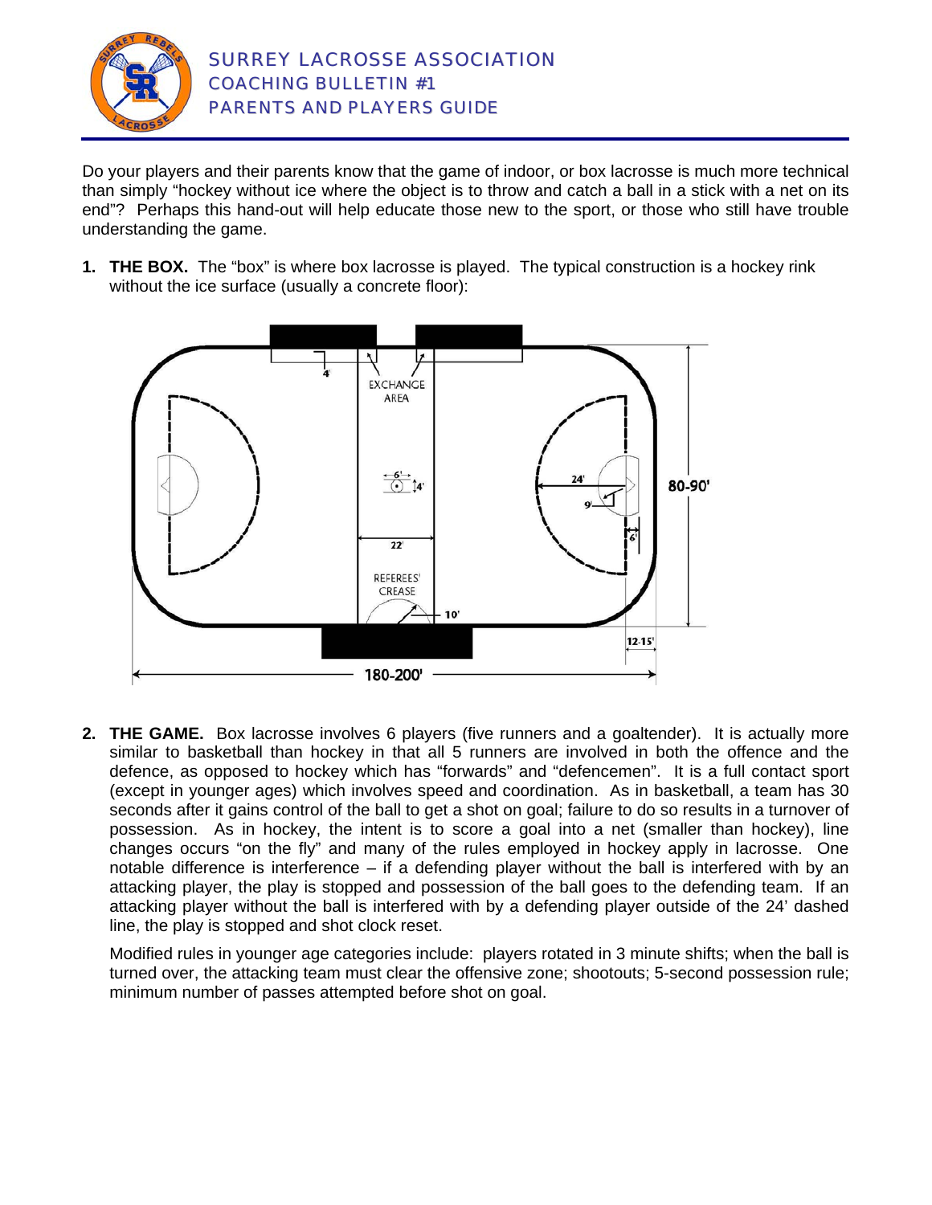# SURREY LACROSSE ASSOCIATION
## COACHING BULLETIN #1
## PARENTS AND PLAYERS GUIDE

Do your players and their parents know that the game of indoor, or box lacrosse is much more technical than simply "hockey without ice where the object is to throw and catch a ball in a stick with a net on its end"? Perhaps this hand-out will help educate those new to the sport, or those who still have trouble understanding the game.

1. **THE BOX.** The "box" is where box lacrosse is played. The typical construction is a hockey rink without the ice surface (usually a concrete floor):

2. **THE GAME.** Box lacrosse involves 6 players (five runners and a goaltender). It is actually more similar to basketball than hockey in that all 5 runners are involved in both the offence and the defence, as opposed to hockey which has "forwards" and "defencemen". It is a full contact sport (except in younger ages) which involves speed and coordination. As in basketball, a team has 30 seconds after it gains control of the ball to get a shot on goal; failure to do so results in a turnover of possession. As in hockey, the intent is to score a goal into a net (smaller than hockey), line changes occurs "on the fly" and many of the rules employed in hockey apply in lacrosse. One notable difference is interference – if a defending player without the ball is interfered with by an attacking player, the play is stopped and possession of the ball goes to the defending team. If an attacking player without the ball is interfered with by a defending player outside of the 24' dashed line, the play is stopped and shot clock reset.

   Modified rules in younger age categories include: players rotated in 3 minute shifts; when the ball is turned over, the attacking team must clear the offensive zone; shootouts; 5-second possession rule; minimum number of passes attempted before shot on goal.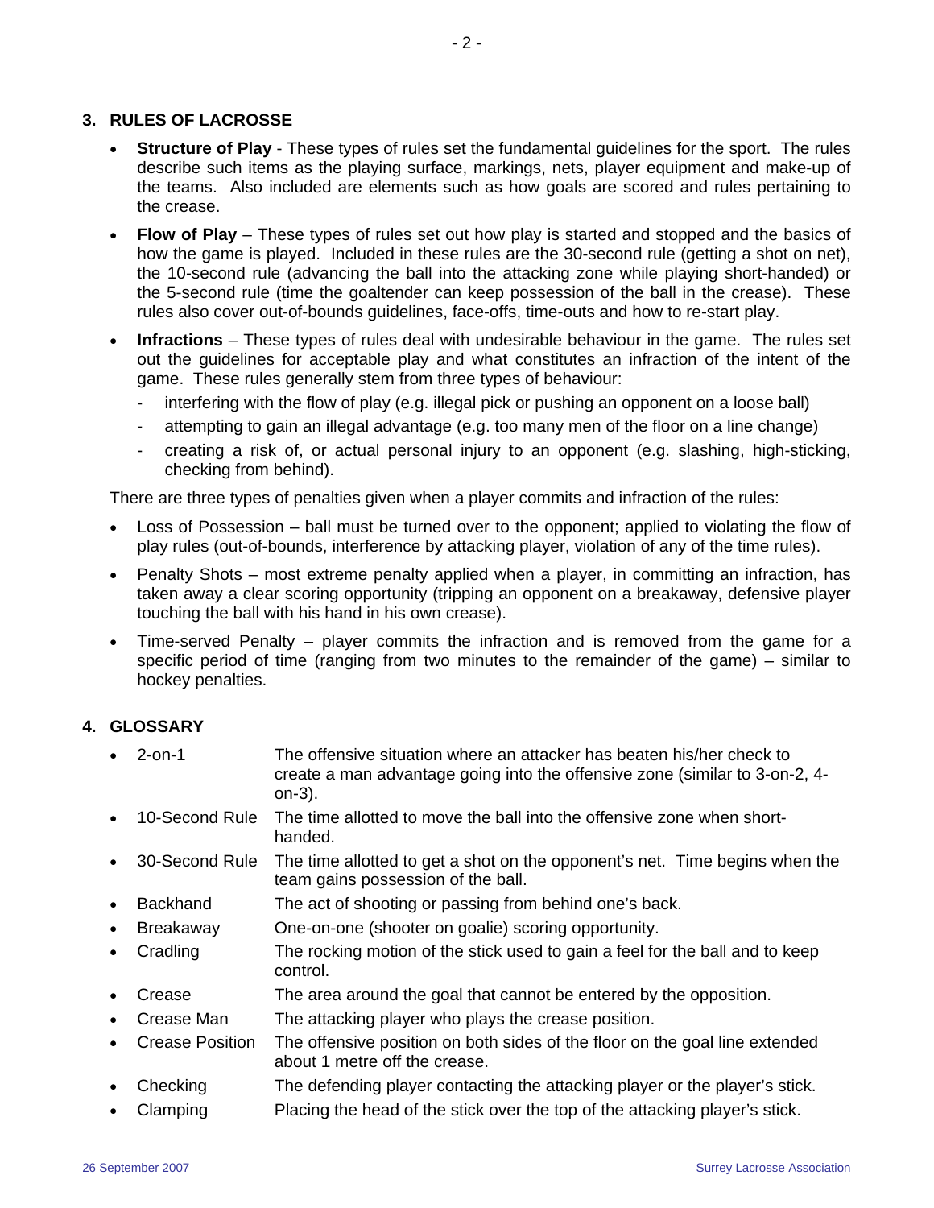## 3. RULES OF LACROSSE

- **Structure of Play** - These types of rules set the fundamental guidelines for the sport. The rules describe such items as the playing surface, markings, nets, player equipment and make-up of the teams. Also included are elements such as how goals are scored and rules pertaining to the crease.
- **Flow of Play** – These types of rules set out how play is started and stopped and the basics of how the game is played. Included in these rules are the 30-second rule (getting a shot on net), the 10-second rule (advancing the ball into the attacking zone while playing short-handed) or the 5-second rule (time the goaltender can keep possession of the ball in the crease). These rules also cover out-of-bounds guidelines, face-offs, time-outs and how to re-start play.
- **Infractions** – These types of rules deal with undesirable behaviour in the game. The rules set out the guidelines for acceptable play and what constitutes an infraction of the intent of the game. These rules generally stem from three types of behaviour:
  - interfering with the flow of play (e.g. illegal pick or pushing an opponent on a loose ball)
  - attempting to gain an illegal advantage (e.g. too many men of the floor on a line change)
  - creating a risk of, or actual personal injury to an opponent (e.g. slashing, high-sticking, checking from behind).

There are three types of penalties given when a player commits and infraction of the rules:

- Loss of Possession – ball must be turned over to the opponent; applied to violating the flow of play rules (out-of-bounds, interference by attacking player, violation of any of the time rules).
- Penalty Shots – most extreme penalty applied when a player, in committing an infraction, has taken away a clear scoring opportunity (tripping an opponent on a breakaway, defensive player touching the ball with his hand in his own crease).
- Time-served Penalty – player commits the infraction and is removed from the game for a specific period of time (ranging from two minutes to the remainder of the game) – similar to hockey penalties.

## 4. GLOSSARY

- 2-on-1 — The offensive situation where an attacker has beaten his/her check to create a man advantage going into the offensive zone (similar to 3-on-2, 4-on-3).
- 10-Second Rule — The time allotted to move the ball into the offensive zone when short-handed.
- 30-Second Rule — The time allotted to get a shot on the opponent's net. Time begins when the team gains possession of the ball.
- Backhand — The act of shooting or passing from behind one's back.
- Breakaway — One-on-one (shooter on goalie) scoring opportunity.
- Cradling — The rocking motion of the stick used to gain a feel for the ball and to keep control.
- Crease — The area around the goal that cannot be entered by the opposition.
- Crease Man — The attacking player who plays the crease position.
- Crease Position — The offensive position on both sides of the floor on the goal line extended about 1 metre off the crease.
- Checking — The defending player contacting the attacking player or the player's stick.
- Clamping — Placing the head of the stick over the top of the attacking player's stick.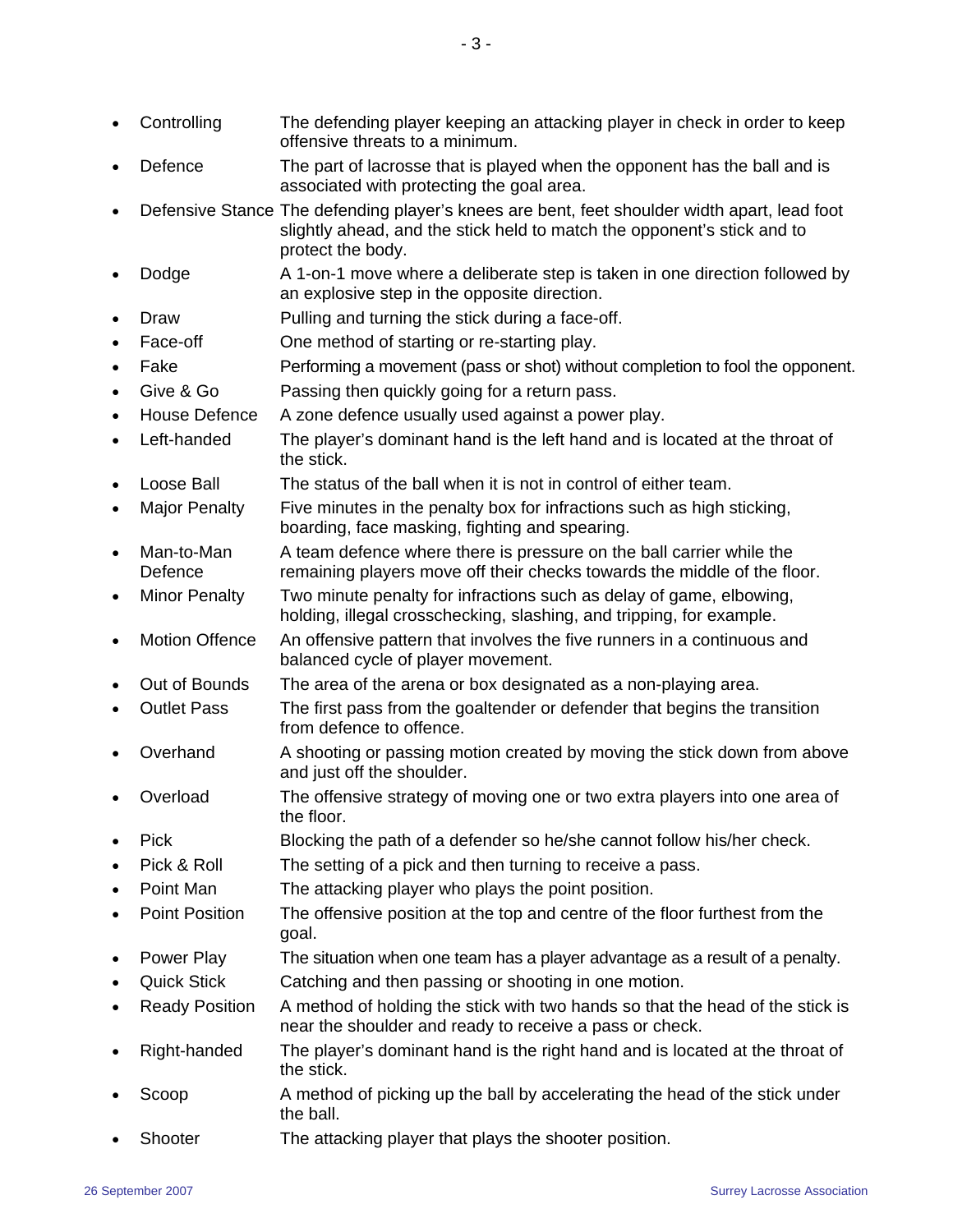- Controlling — The defending player keeping an attacking player in check in order to keep offensive threats to a minimum.
- Defence — The part of lacrosse that is played when the opponent has the ball and is associated with protecting the goal area.
- Defensive Stance — The defending player's knees are bent, feet shoulder width apart, lead foot slightly ahead, and the stick held to match the opponent's stick and to protect the body.
- Dodge — A 1-on-1 move where a deliberate step is taken in one direction followed by an explosive step in the opposite direction.
- Draw — Pulling and turning the stick during a face-off.
- Face-off — One method of starting or re-starting play.
- Fake — Performing a movement (pass or shot) without completion to fool the opponent.
- Give & Go — Passing then quickly going for a return pass.
- House Defence — A zone defence usually used against a power play.
- Left-handed — The player's dominant hand is the left hand and is located at the throat of the stick.
- Loose Ball — The status of the ball when it is not in control of either team.
- Major Penalty — Five minutes in the penalty box for infractions such as high sticking, boarding, face masking, fighting and spearing.
- Man-to-Man Defence — A team defence where there is pressure on the ball carrier while the remaining players move off their checks towards the middle of the floor.
- Minor Penalty — Two minute penalty for infractions such as delay of game, elbowing, holding, illegal crosschecking, slashing, and tripping, for example.
- Motion Offence — An offensive pattern that involves the five runners in a continuous and balanced cycle of player movement.
- Out of Bounds — The area of the arena or box designated as a non-playing area.
- Outlet Pass — The first pass from the goaltender or defender that begins the transition from defence to offence.
- Overhand — A shooting or passing motion created by moving the stick down from above and just off the shoulder.
- Overload — The offensive strategy of moving one or two extra players into one area of the floor.
- Pick — Blocking the path of a defender so he/she cannot follow his/her check.
- Pick & Roll — The setting of a pick and then turning to receive a pass.
- Point Man — The attacking player who plays the point position.
- Point Position — The offensive position at the top and centre of the floor furthest from the goal.
- Power Play — The situation when one team has a player advantage as a result of a penalty.
- Quick Stick — Catching and then passing or shooting in one motion.
- Ready Position — A method of holding the stick with two hands so that the head of the stick is near the shoulder and ready to receive a pass or check.
- Right-handed — The player's dominant hand is the right hand and is located at the throat of the stick.
- Scoop — A method of picking up the ball by accelerating the head of the stick under the ball.
- Shooter — The attacking player that plays the shooter position.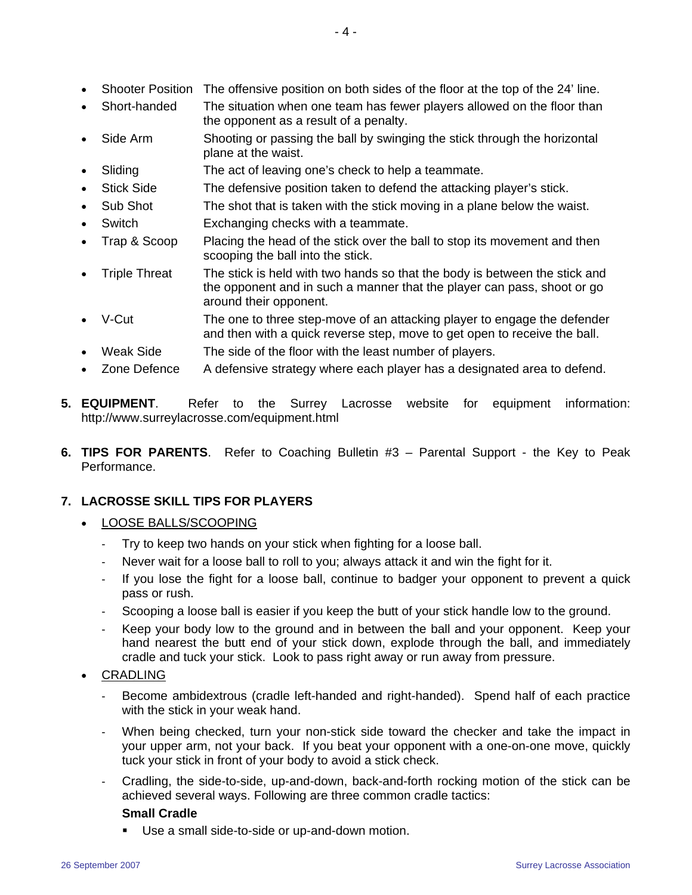- Shooter Position — The offensive position on both sides of the floor at the top of the 24' line.
- Short-handed — The situation when one team has fewer players allowed on the floor than the opponent as a result of a penalty.
- Side Arm — Shooting or passing the ball by swinging the stick through the horizontal plane at the waist.
- Sliding — The act of leaving one's check to help a teammate.
- Stick Side — The defensive position taken to defend the attacking player's stick.
- Sub Shot — The shot that is taken with the stick moving in a plane below the waist.
- Switch — Exchanging checks with a teammate.
- Trap & Scoop — Placing the head of the stick over the ball to stop its movement and then scooping the ball into the stick.
- Triple Threat — The stick is held with two hands so that the body is between the stick and the opponent and in such a manner that the player can pass, shoot or go around their opponent.
- V-Cut — The one to three step-move of an attacking player to engage the defender and then with a quick reverse step, move to get open to receive the ball.
- Weak Side — The side of the floor with the least number of players.
- Zone Defence — A defensive strategy where each player has a designated area to defend.

5. **EQUIPMENT**. Refer to the Surrey Lacrosse website for equipment information: http://www.surreylacrosse.com/equipment.html

6. **TIPS FOR PARENTS**. Refer to Coaching Bulletin #3 – Parental Support - the Key to Peak Performance.

7. **LACROSSE SKILL TIPS FOR PLAYERS**

- <u>LOOSE BALLS/SCOOPING</u>
  - Try to keep two hands on your stick when fighting for a loose ball.
  - Never wait for a loose ball to roll to you; always attack it and win the fight for it.
  - If you lose the fight for a loose ball, continue to badger your opponent to prevent a quick pass or rush.
  - Scooping a loose ball is easier if you keep the butt of your stick handle low to the ground.
  - Keep your body low to the ground and in between the ball and your opponent. Keep your hand nearest the butt end of your stick down, explode through the ball, and immediately cradle and tuck your stick. Look to pass right away or run away from pressure.
- <u>CRADLING</u>
  - Become ambidextrous (cradle left-handed and right-handed). Spend half of each practice with the stick in your weak hand.
  - When being checked, turn your non-stick side toward the checker and take the impact in your upper arm, not your back. If you beat your opponent with a one-on-one move, quickly tuck your stick in front of your body to avoid a stick check.
  - Cradling, the side-to-side, up-and-down, back-and-forth rocking motion of the stick can be achieved several ways. Following are three common cradle tactics:

    **Small Cradle**

    - Use a small side-to-side or up-and-down motion.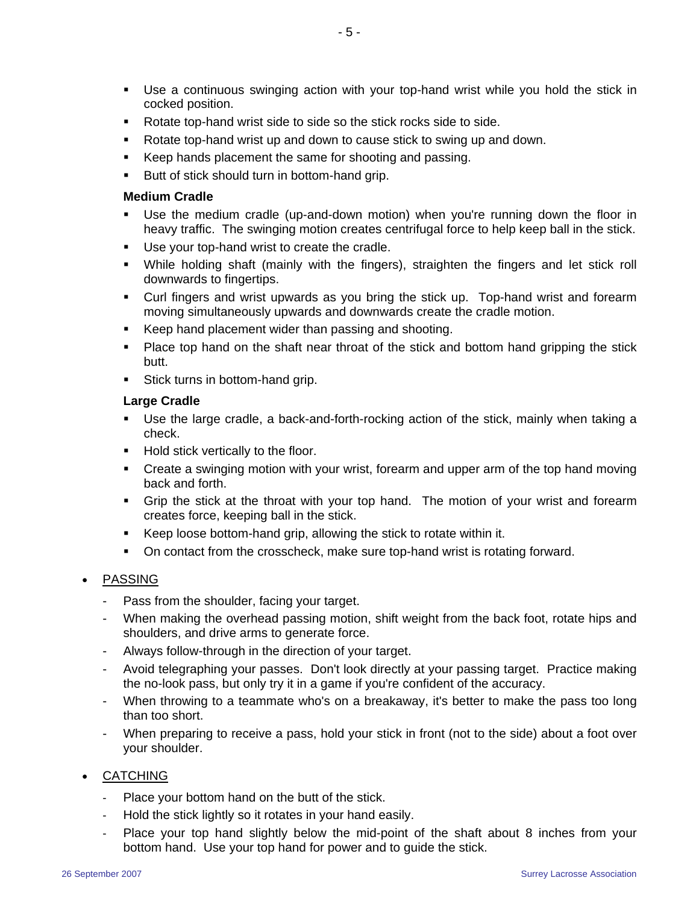- Use a continuous swinging action with your top-hand wrist while you hold the stick in cocked position.
- Rotate top-hand wrist side to side so the stick rocks side to side.
- Rotate top-hand wrist up and down to cause stick to swing up and down.
- Keep hands placement the same for shooting and passing.
- Butt of stick should turn in bottom-hand grip.

**Medium Cradle**

- Use the medium cradle (up-and-down motion) when you're running down the floor in heavy traffic. The swinging motion creates centrifugal force to help keep ball in the stick.
- Use your top-hand wrist to create the cradle.
- While holding shaft (mainly with the fingers), straighten the fingers and let stick roll downwards to fingertips.
- Curl fingers and wrist upwards as you bring the stick up. Top-hand wrist and forearm moving simultaneously upwards and downwards create the cradle motion.
- Keep hand placement wider than passing and shooting.
- Place top hand on the shaft near throat of the stick and bottom hand gripping the stick butt.
- Stick turns in bottom-hand grip.

**Large Cradle**

- Use the large cradle, a back-and-forth-rocking action of the stick, mainly when taking a check.
- Hold stick vertically to the floor.
- Create a swinging motion with your wrist, forearm and upper arm of the top hand moving back and forth.
- Grip the stick at the throat with your top hand. The motion of your wrist and forearm creates force, keeping ball in the stick.
- Keep loose bottom-hand grip, allowing the stick to rotate within it.
- On contact from the crosscheck, make sure top-hand wrist is rotating forward.

- <u>PASSING</u>
  - Pass from the shoulder, facing your target.
  - When making the overhead passing motion, shift weight from the back foot, rotate hips and shoulders, and drive arms to generate force.
  - Always follow-through in the direction of your target.
  - Avoid telegraphing your passes. Don't look directly at your passing target. Practice making the no-look pass, but only try it in a game if you're confident of the accuracy.
  - When throwing to a teammate who's on a breakaway, it's better to make the pass too long than too short.
  - When preparing to receive a pass, hold your stick in front (not to the side) about a foot over your shoulder.

- <u>CATCHING</u>
  - Place your bottom hand on the butt of the stick.
  - Hold the stick lightly so it rotates in your hand easily.
  - Place your top hand slightly below the mid-point of the shaft about 8 inches from your bottom hand. Use your top hand for power and to guide the stick.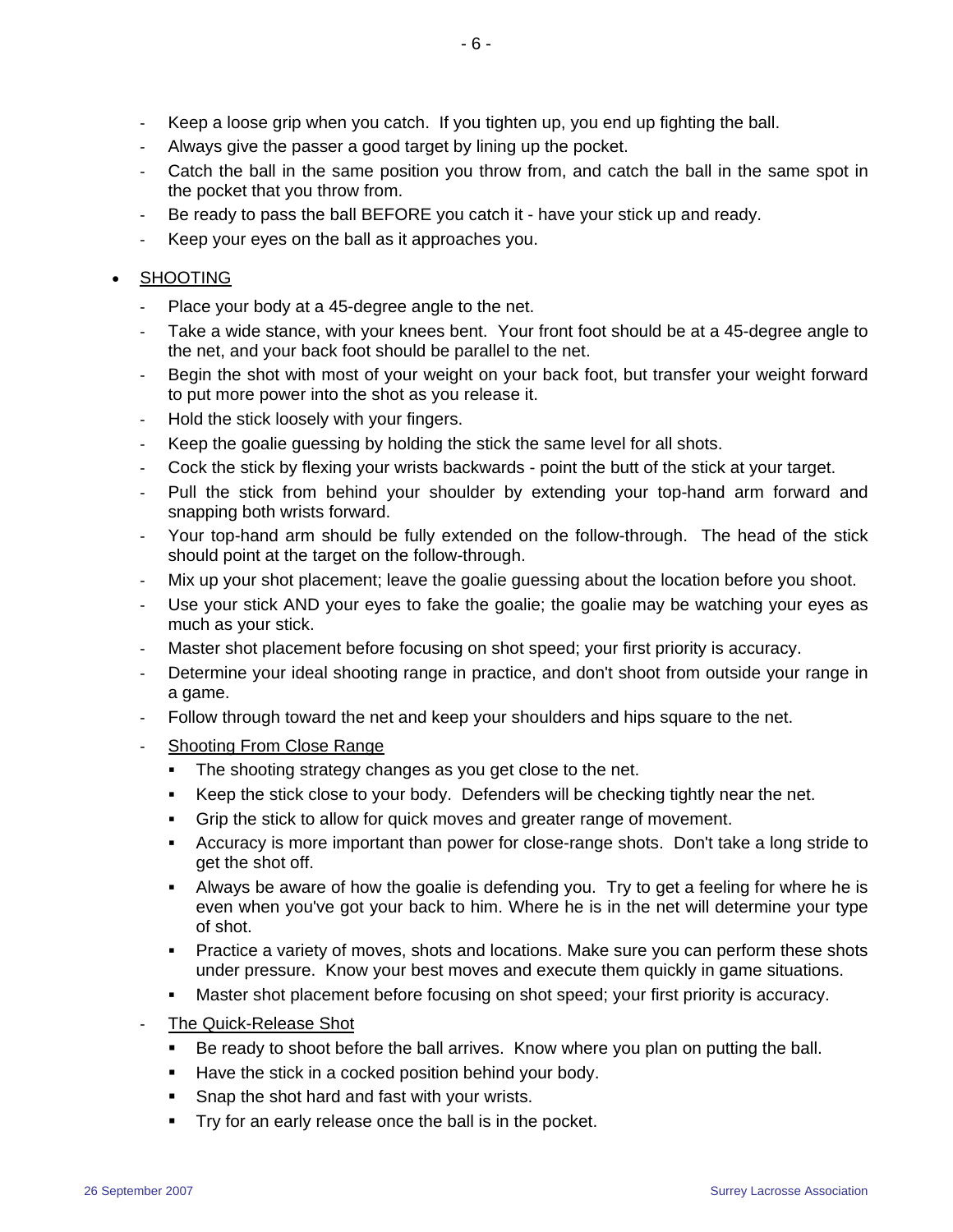- Keep a loose grip when you catch. If you tighten up, you end up fighting the ball.
- Always give the passer a good target by lining up the pocket.
- Catch the ball in the same position you throw from, and catch the ball in the same spot in the pocket that you throw from.
- Be ready to pass the ball BEFORE you catch it - have your stick up and ready.
- Keep your eyes on the ball as it approaches you.

- <u>SHOOTING</u>
  - Place your body at a 45-degree angle to the net.
  - Take a wide stance, with your knees bent. Your front foot should be at a 45-degree angle to the net, and your back foot should be parallel to the net.
  - Begin the shot with most of your weight on your back foot, but transfer your weight forward to put more power into the shot as you release it.
  - Hold the stick loosely with your fingers.
  - Keep the goalie guessing by holding the stick the same level for all shots.
  - Cock the stick by flexing your wrists backwards - point the butt of the stick at your target.
  - Pull the stick from behind your shoulder by extending your top-hand arm forward and snapping both wrists forward.
  - Your top-hand arm should be fully extended on the follow-through. The head of the stick should point at the target on the follow-through.
  - Mix up your shot placement; leave the goalie guessing about the location before you shoot.
  - Use your stick AND your eyes to fake the goalie; the goalie may be watching your eyes as much as your stick.
  - Master shot placement before focusing on shot speed; your first priority is accuracy.
  - Determine your ideal shooting range in practice, and don't shoot from outside your range in a game.
  - Follow through toward the net and keep your shoulders and hips square to the net.
  - <u>Shooting From Close Range</u>
    - The shooting strategy changes as you get close to the net.
    - Keep the stick close to your body. Defenders will be checking tightly near the net.
    - Grip the stick to allow for quick moves and greater range of movement.
    - Accuracy is more important than power for close-range shots. Don't take a long stride to get the shot off.
    - Always be aware of how the goalie is defending you. Try to get a feeling for where he is even when you've got your back to him. Where he is in the net will determine your type of shot.
    - Practice a variety of moves, shots and locations. Make sure you can perform these shots under pressure. Know your best moves and execute them quickly in game situations.
    - Master shot placement before focusing on shot speed; your first priority is accuracy.
  - <u>The Quick-Release Shot</u>
    - Be ready to shoot before the ball arrives. Know where you plan on putting the ball.
    - Have the stick in a cocked position behind your body.
    - Snap the shot hard and fast with your wrists.
    - Try for an early release once the ball is in the pocket.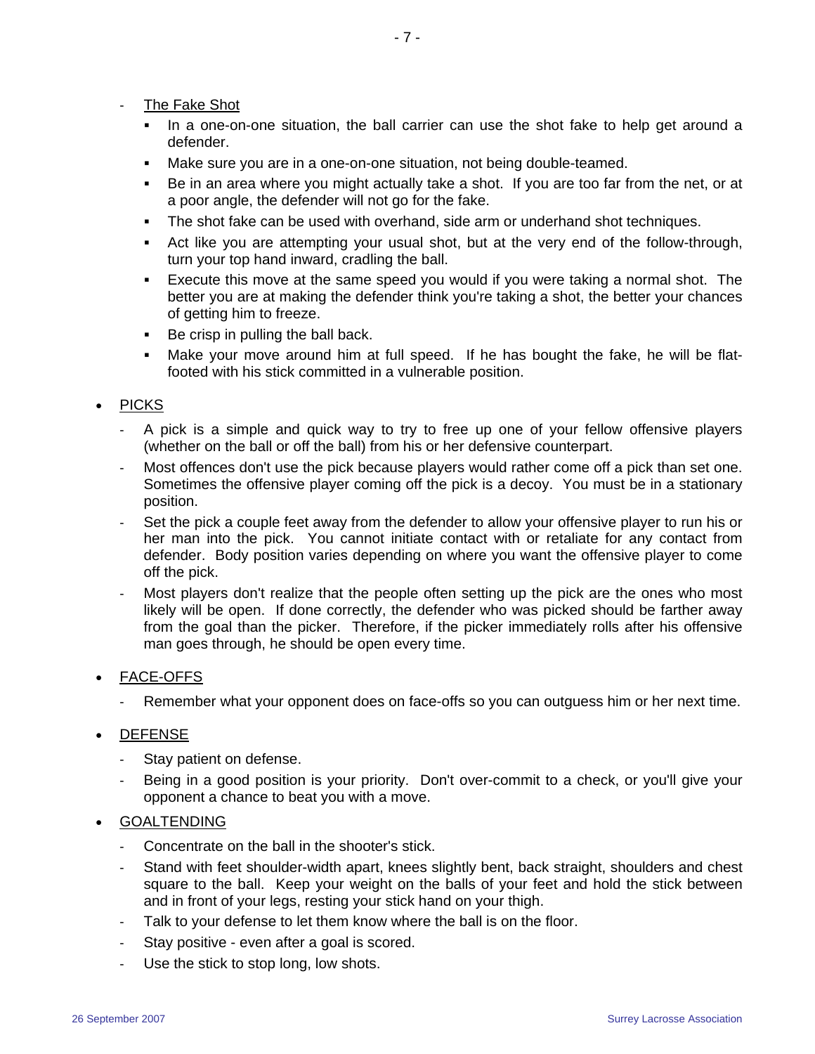- The Fake Shot
  - In a one-on-one situation, the ball carrier can use the shot fake to help get around a defender.
  - Make sure you are in a one-on-one situation, not being double-teamed.
  - Be in an area where you might actually take a shot. If you are too far from the net, or at a poor angle, the defender will not go for the fake.
  - The shot fake can be used with overhand, side arm or underhand shot techniques.
  - Act like you are attempting your usual shot, but at the very end of the follow-through, turn your top hand inward, cradling the ball.
  - Execute this move at the same speed you would if you were taking a normal shot. The better you are at making the defender think you're taking a shot, the better your chances of getting him to freeze.
  - Be crisp in pulling the ball back.
  - Make your move around him at full speed. If he has bought the fake, he will be flat-footed with his stick committed in a vulnerable position.

- <u>PICKS</u>
  - A pick is a simple and quick way to try to free up one of your fellow offensive players (whether on the ball or off the ball) from his or her defensive counterpart.
  - Most offences don't use the pick because players would rather come off a pick than set one. Sometimes the offensive player coming off the pick is a decoy. You must be in a stationary position.
  - Set the pick a couple feet away from the defender to allow your offensive player to run his or her man into the pick. You cannot initiate contact with or retaliate for any contact from defender. Body position varies depending on where you want the offensive player to come off the pick.
  - Most players don't realize that the people often setting up the pick are the ones who most likely will be open. If done correctly, the defender who was picked should be farther away from the goal than the picker. Therefore, if the picker immediately rolls after his offensive man goes through, he should be open every time.

- <u>FACE-OFFS</u>
  - Remember what your opponent does on face-offs so you can outguess him or her next time.

- <u>DEFENSE</u>
  - Stay patient on defense.
  - Being in a good position is your priority. Don't over-commit to a check, or you'll give your opponent a chance to beat you with a move.

- <u>GOALTENDING</u>
  - Concentrate on the ball in the shooter's stick.
  - Stand with feet shoulder-width apart, knees slightly bent, back straight, shoulders and chest square to the ball. Keep your weight on the balls of your feet and hold the stick between and in front of your legs, resting your stick hand on your thigh.
  - Talk to your defense to let them know where the ball is on the floor.
  - Stay positive - even after a goal is scored.
  - Use the stick to stop long, low shots.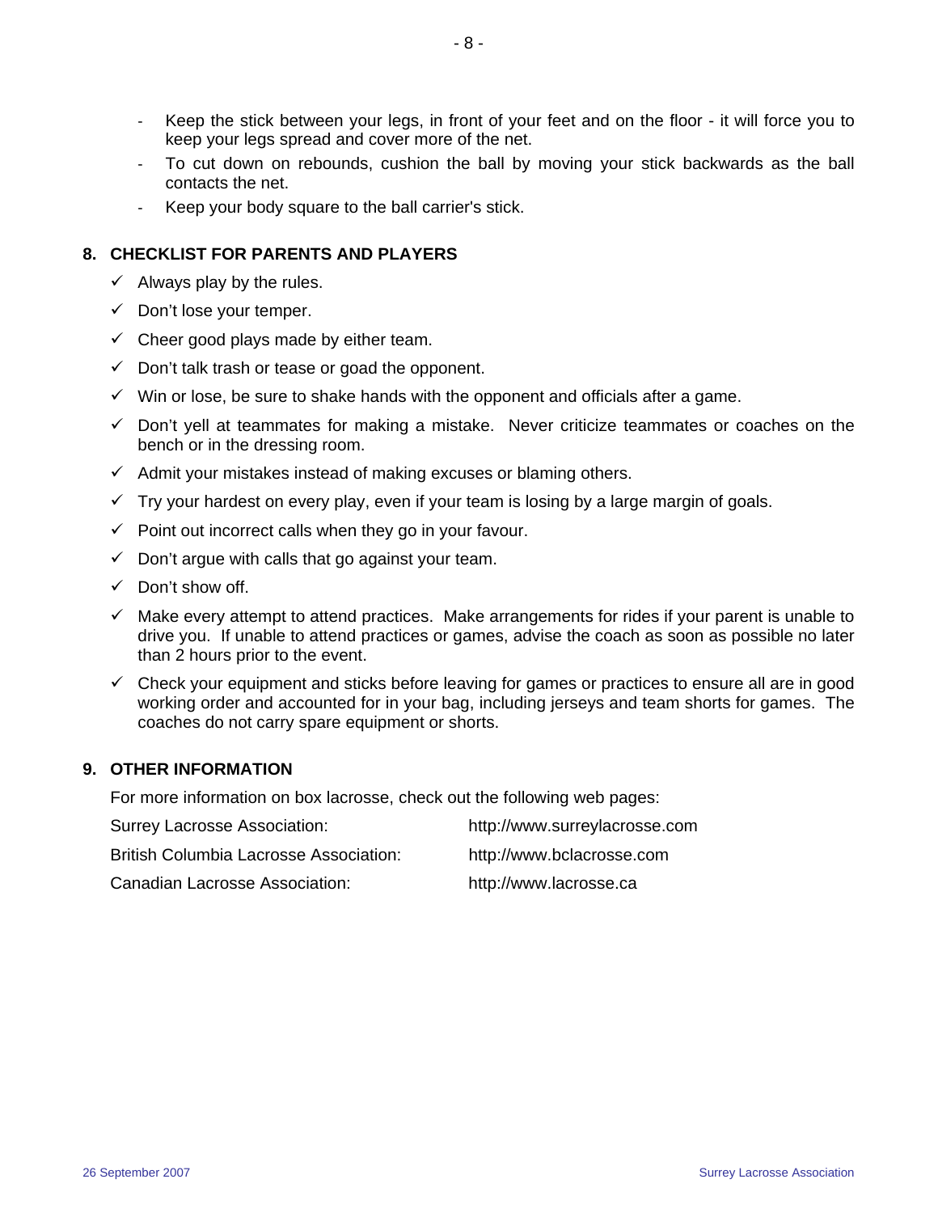- Keep the stick between your legs, in front of your feet and on the floor - it will force you to keep your legs spread and cover more of the net.
- To cut down on rebounds, cushion the ball by moving your stick backwards as the ball contacts the net.
- Keep your body square to the ball carrier's stick.

## 8. CHECKLIST FOR PARENTS AND PLAYERS

- ✓ Always play by the rules.
- ✓ Don't lose your temper.
- ✓ Cheer good plays made by either team.
- ✓ Don't talk trash or tease or goad the opponent.
- ✓ Win or lose, be sure to shake hands with the opponent and officials after a game.
- ✓ Don't yell at teammates for making a mistake. Never criticize teammates or coaches on the bench or in the dressing room.
- ✓ Admit your mistakes instead of making excuses or blaming others.
- ✓ Try your hardest on every play, even if your team is losing by a large margin of goals.
- ✓ Point out incorrect calls when they go in your favour.
- ✓ Don't argue with calls that go against your team.
- ✓ Don't show off.
- ✓ Make every attempt to attend practices. Make arrangements for rides if your parent is unable to drive you. If unable to attend practices or games, advise the coach as soon as possible no later than 2 hours prior to the event.
- ✓ Check your equipment and sticks before leaving for games or practices to ensure all are in good working order and accounted for in your bag, including jerseys and team shorts for games. The coaches do not carry spare equipment or shorts.

## 9. OTHER INFORMATION

For more information on box lacrosse, check out the following web pages:

| | |
|---|---|
| Surrey Lacrosse Association: | http://www.surreylacrosse.com |
| British Columbia Lacrosse Association: | http://www.bclacrosse.com |
| Canadian Lacrosse Association: | http://www.lacrosse.ca |